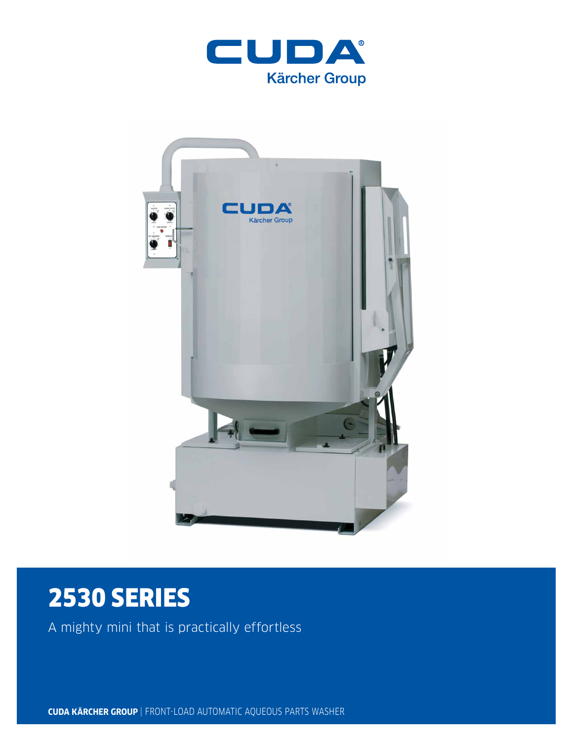CUDA®

Kärcher Group

# 2530 SERIES

A mighty mini that is practically effortless

**CUDA KÄRCHER GROUP** | FRONT-LOAD AUTOMATIC AQUEOUS PARTS WASHER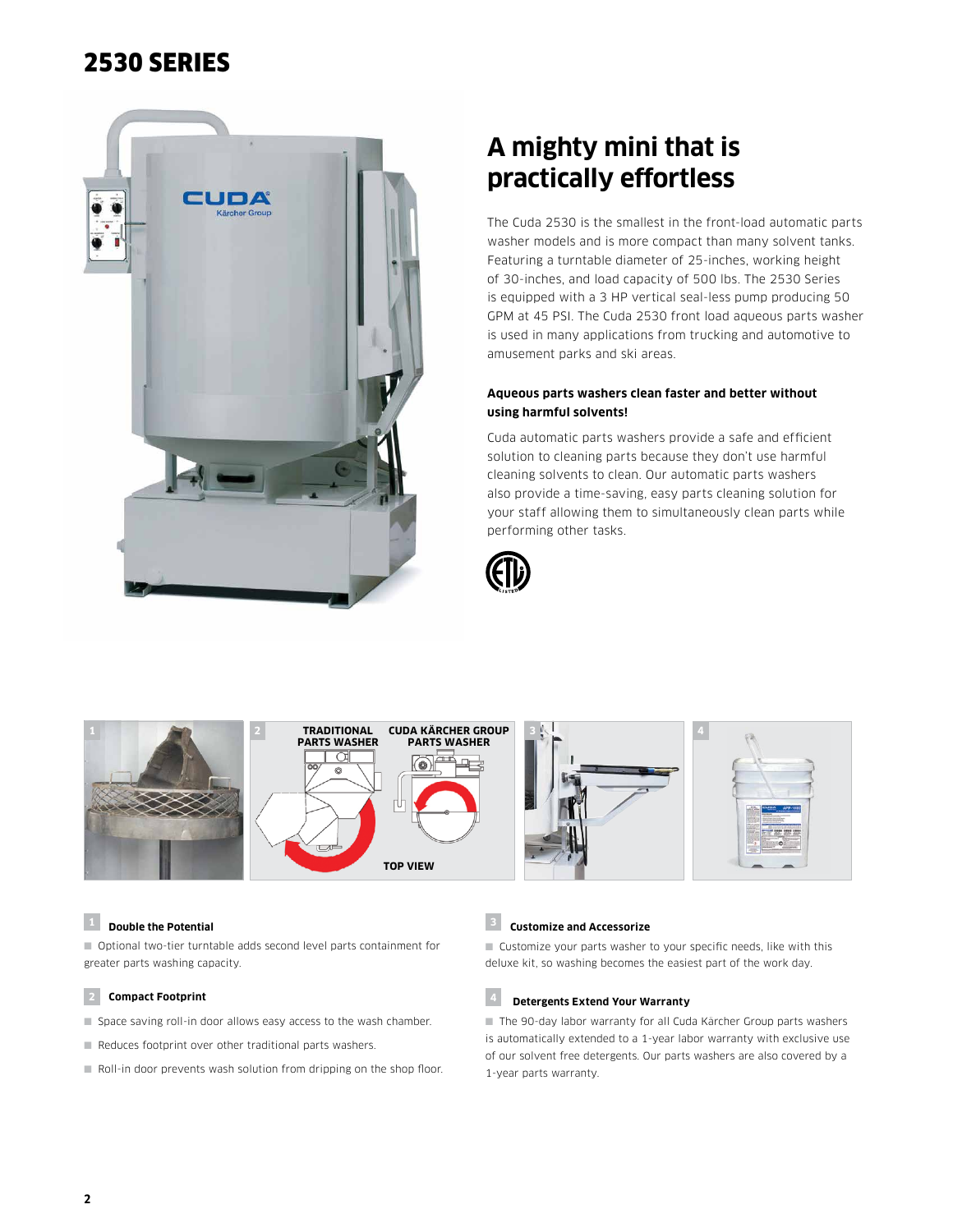# 2530 SERIES

## A mighty mini that is practically effortless

The Cuda 2530 is the smallest in the front-load automatic parts washer models and is more compact than many solvent tanks. Featuring a turntable diameter of 25-inches, working height of 30-inches, and load capacity of 500 lbs. The 2530 Series is equipped with a 3 HP vertical seal-less pump producing 50 GPM at 45 PSI. The Cuda 2530 front load aqueous parts washer is used in many applications from trucking and automotive to amusement parks and ski areas.

**Aqueous parts washers clean faster and better without using harmful solvents!**

Cuda automatic parts washers provide a safe and efficient solution to cleaning parts because they don't use harmful cleaning solvents to clean. Our automatic parts washers also provide a time-saving, easy parts cleaning solution for your staff allowing them to simultaneously clean parts while performing other tasks.

### 1 Double the Potential

- Optional two-tier turntable adds second level parts containment for greater parts washing capacity.

### 2 Compact Footprint

- Space saving roll-in door allows easy access to the wash chamber.
- Reduces footprint over other traditional parts washers.
- Roll-in door prevents wash solution from dripping on the shop floor.

### 3 Customize and Accessorize

- Customize your parts washer to your specific needs, like with this deluxe kit, so washing becomes the easiest part of the work day.

### 4 Detergents Extend Your Warranty

- The 90-day labor warranty for all Cuda Kärcher Group parts washers is automatically extended to a 1-year labor warranty with exclusive use of our solvent free detergents. Our parts washers are also covered by a 1-year parts warranty.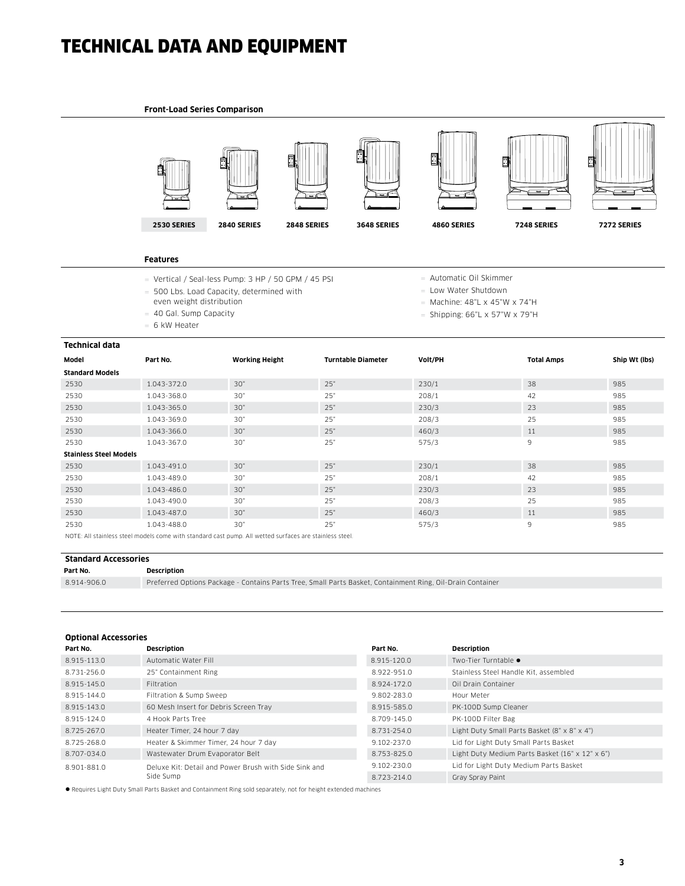# TECHNICAL DATA AND EQUIPMENT

**Front-Load Series Comparison**

**2530 SERIES** | 2840 SERIES | 2848 SERIES | 3648 SERIES | 4860 SERIES | 7248 SERIES | 7272 SERIES

**Features**

- Vertical / Seal-less Pump: 3 HP / 50 GPM / 45 PSI
- 500 Lbs. Load Capacity, determined with even weight distribution
- 40 Gal. Sump Capacity
- 6 kW Heater
- Automatic Oil Skimmer
- Low Water Shutdown
- Machine: 48"L x 45"W x 74"H
- Shipping: 66"L x 57"W x 79"H

**Technical data**

| Model | Part No. | Working Height | Turntable Diameter | Volt/PH | Total Amps | Ship Wt (lbs) |
|---|---|---|---|---|---|---|
| **Standard Models** | | | | | | |
| 2530 | 1.043-372.0 | 30" | 25" | 230/1 | 38 | 985 |
| 2530 | 1.043-368.0 | 30" | 25" | 208/1 | 42 | 985 |
| 2530 | 1.043-365.0 | 30" | 25" | 230/3 | 23 | 985 |
| 2530 | 1.043-369.0 | 30" | 25" | 208/3 | 25 | 985 |
| 2530 | 1.043-366.0 | 30" | 25" | 460/3 | 11 | 985 |
| 2530 | 1.043-367.0 | 30" | 25" | 575/3 | 9 | 985 |
| **Stainless Steel Models** | | | | | | |
| 2530 | 1.043-491.0 | 30" | 25" | 230/1 | 38 | 985 |
| 2530 | 1.043-489.0 | 30" | 25" | 208/1 | 42 | 985 |
| 2530 | 1.043-486.0 | 30" | 25" | 230/3 | 23 | 985 |
| 2530 | 1.043-490.0 | 30" | 25" | 208/3 | 25 | 985 |
| 2530 | 1.043-487.0 | 30" | 25" | 460/3 | 11 | 985 |
| 2530 | 1.043-488.0 | 30" | 25" | 575/3 | 9 | 985 |

NOTE: All stainless steel models come with standard cast pump. All wetted surfaces are stainless steel.

**Standard Accessories**

| Part No. | Description |
|---|---|
| 8.914-906.0 | Preferred Options Package - Contains Parts Tree, Small Parts Basket, Containment Ring, Oil-Drain Container |

**Optional Accessories**

| Part No. | Description | Part No. | Description |
|---|---|---|---|
| 8.915-113.0 | Automatic Water Fill | 8.915-120.0 | Two-Tier Turntable ● |
| 8.731-256.0 | 25" Containment Ring | 8.922-951.0 | Stainless Steel Handle Kit, assembled |
| 8.915-145.0 | Filtration | 8.924-172.0 | Oil Drain Container |
| 8.915-144.0 | Filtration & Sump Sweep | 9.802-283.0 | Hour Meter |
| 8.915-143.0 | 60 Mesh Insert for Debris Screen Tray | 8.915-585.0 | PK-100D Sump Cleaner |
| 8.915-124.0 | 4 Hook Parts Tree | 8.709-145.0 | PK-100D Filter Bag |
| 8.725-267.0 | Heater Timer, 24 hour 7 day | 8.731-254.0 | Light Duty Small Parts Basket (8" x 8" x 4") |
| 8.725-268.0 | Heater & Skimmer Timer, 24 hour 7 day | 9.102-237.0 | Lid for Light Duty Small Parts Basket |
| 8.707-034.0 | Wastewater Drum Evaporator Belt | 8.753-825.0 | Light Duty Medium Parts Basket (16" x 12" x 6") |
| 8.901-881.0 | Deluxe Kit: Detail and Power Brush with Side Sink and Side Sump | 9.102-230.0 | Lid for Light Duty Medium Parts Basket |
| | | 8.723-214.0 | Gray Spray Paint |

● Requires Light Duty Small Parts Basket and Containment Ring sold separately, not for height extended machines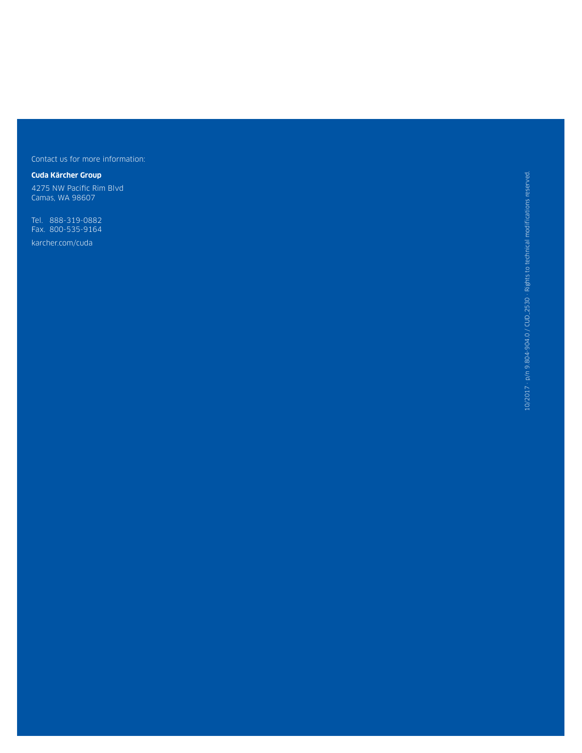Contact us for more information:

**Cuda Kärcher Group**

4275 NW Pacific Rim Blvd
Camas, WA 98607

Tel. 888-319-0882
Fax. 800-535-9164

karcher.com/cuda

10/2017 · p/n 9.804-904.0 / CUD_2530 · Rights to technical modifications reserved.